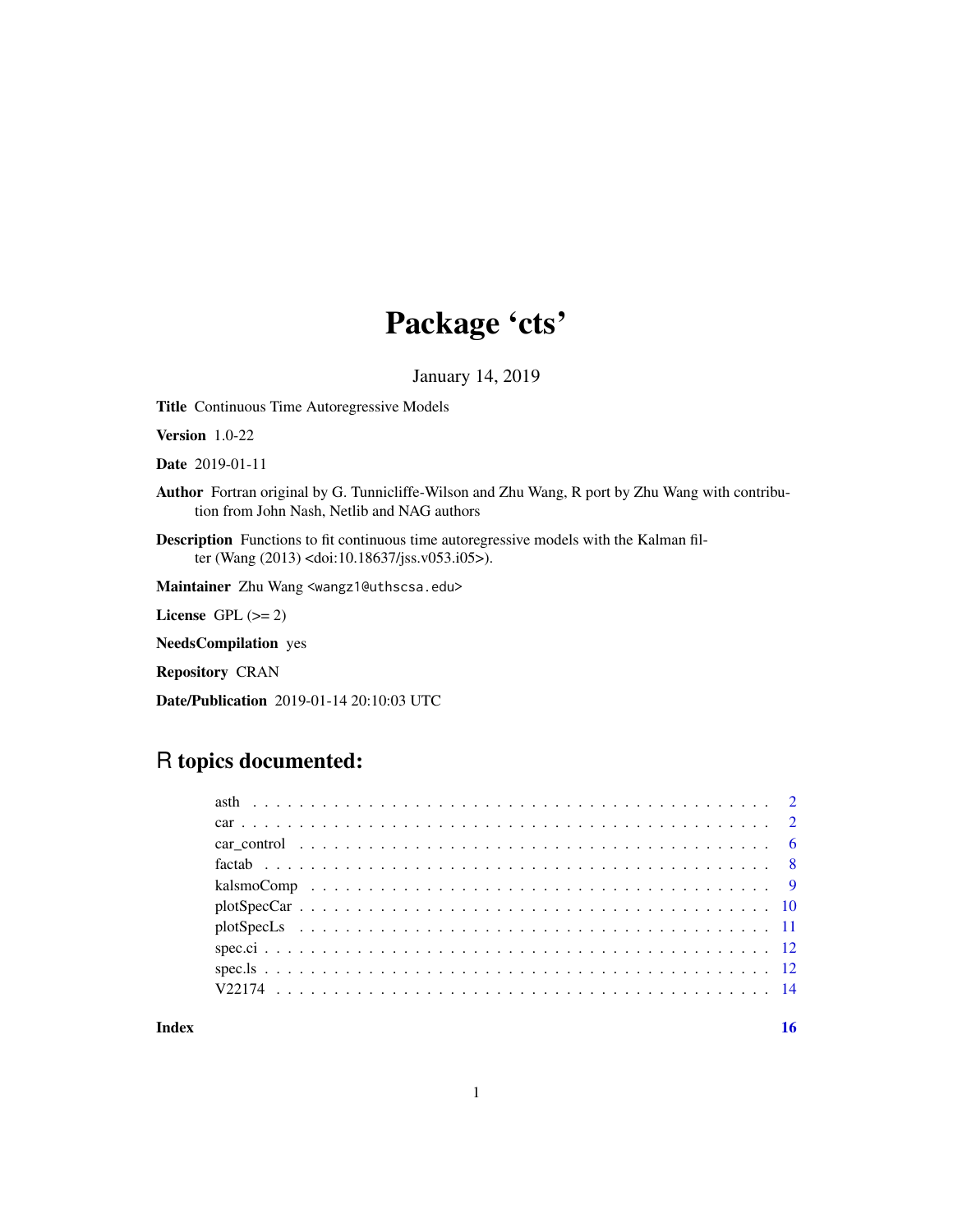# Package 'cts'

January 14, 2019

**Title** Continuous Time Autoregressive Models

**Version** 1.0-22

**Date** 2019-01-11

**Author** Fortran original by G. Tunnicliffe-Wilson and Zhu Wang, R port by Zhu Wang with contribution from John Nash, Netlib and NAG authors

**Description** Functions to fit continuous time autoregressive models with the Kalman filter (Wang (2013) <doi:10.18637/jss.v053.i05>).

**Maintainer** Zhu Wang <wangz1@uthscsa.edu>

**License** GPL (>= 2)

**NeedsCompilation** yes

**Repository** CRAN

**Date/Publication** 2019-01-14 20:10:03 UTC

## R topics documented:

| | |
|---|---|
| asth | 2 |
| car | 2 |
| car_control | 6 |
| factab | 8 |
| kalsmoComp | 9 |
| plotSpecCar | 10 |
| plotSpecLs | 11 |
| spec.ci | 12 |
| spec.ls | 12 |
| V22174 | 14 |

**Index** **16**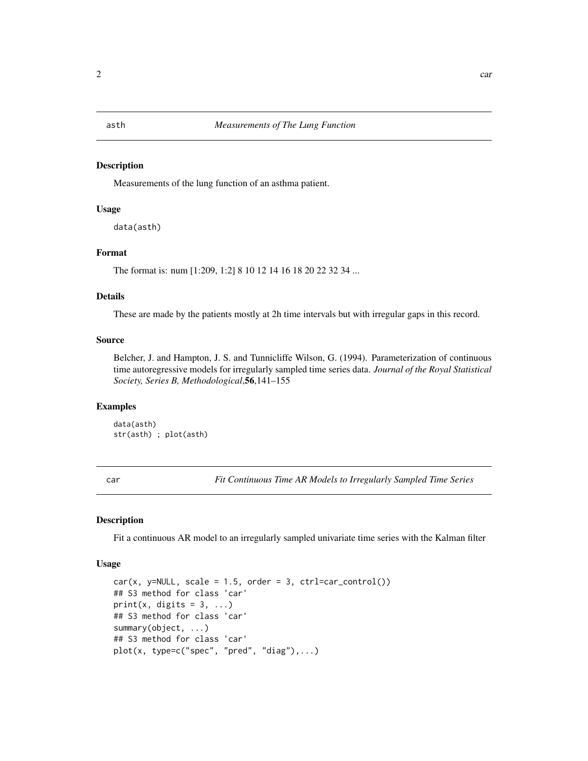## asth — *Measurements of The Lung Function*

### Description

Measurements of the lung function of an asthma patient.

### Usage

```
data(asth)
```

### Format

The format is: num [1:209, 1:2] 8 10 12 14 16 18 20 22 32 34 ...

### Details

These are made by the patients mostly at 2h time intervals but with irregular gaps in this record.

### Source

Belcher, J. and Hampton, J. S. and Tunnicliffe Wilson, G. (1994). Parameterization of continuous time autoregressive models for irregularly sampled time series data. *Journal of the Royal Statistical Society, Series B, Methodological*,**56**,141–155

### Examples

```
data(asth)
str(asth) ; plot(asth)
```

## car — *Fit Continuous Time AR Models to Irregularly Sampled Time Series*

### Description

Fit a continuous AR model to an irregularly sampled univariate time series with the Kalman filter

### Usage

```
car(x, y=NULL, scale = 1.5, order = 3, ctrl=car_control())
## S3 method for class 'car'
print(x, digits = 3, ...)
## S3 method for class 'car'
summary(object, ...)
## S3 method for class 'car'
plot(x, type=c("spec", "pred", "diag"),...)
```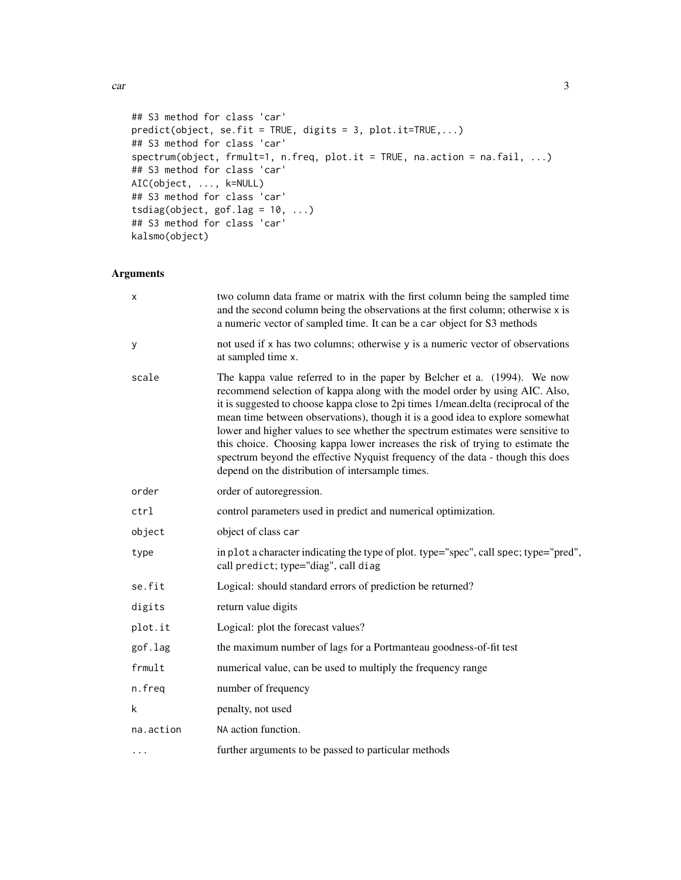```
## S3 method for class 'car'
predict(object, se.fit = TRUE, digits = 3, plot.it=TRUE,...)
## S3 method for class 'car'
spectrum(object, frmult=1, n.freq, plot.it = TRUE, na.action = na.fail, ...)
## S3 method for class 'car'
AIC(object, ..., k=NULL)
## S3 method for class 'car'
tsdiag(object, gof.lag = 10, ...)
## S3 method for class 'car'
kalsmo(object)
```

## Arguments

| | |
|---|---|
| `x` | two column data frame or matrix with the first column being the sampled time and the second column being the observations at the first column; otherwise `x` is a numeric vector of sampled time. It can be a `car` object for S3 methods |
| `y` | not used if `x` has two columns; otherwise `y` is a numeric vector of observations at sampled time `x`. |
| `scale` | The kappa value referred to in the paper by Belcher et a. (1994). We now recommend selection of kappa along with the model order by using AIC. Also, it is suggested to choose kappa close to 2pi times 1/mean.delta (reciprocal of the mean time between observations), though it is a good idea to explore somewhat lower and higher values to see whether the spectrum estimates were sensitive to this choice. Choosing kappa lower increases the risk of trying to estimate the spectrum beyond the effective Nyquist frequency of the data - though this does depend on the distribution of intersample times. |
| `order` | order of autoregression. |
| `ctrl` | control parameters used in predict and numerical optimization. |
| `object` | object of class `car` |
| `type` | in `plot` a character indicating the type of plot. type="spec", call `spec`; type="pred", call `predict`; type="diag", call `diag` |
| `se.fit` | Logical: should standard errors of prediction be returned? |
| `digits` | return value digits |
| `plot.it` | Logical: plot the forecast values? |
| `gof.lag` | the maximum number of lags for a Portmanteau goodness-of-fit test |
| `frmult` | numerical value, can be used to multiply the frequency range |
| `n.freq` | number of frequency |
| `k` | penalty, not used |
| `na.action` | `NA` action function. |
| `...` | further arguments to be passed to particular methods |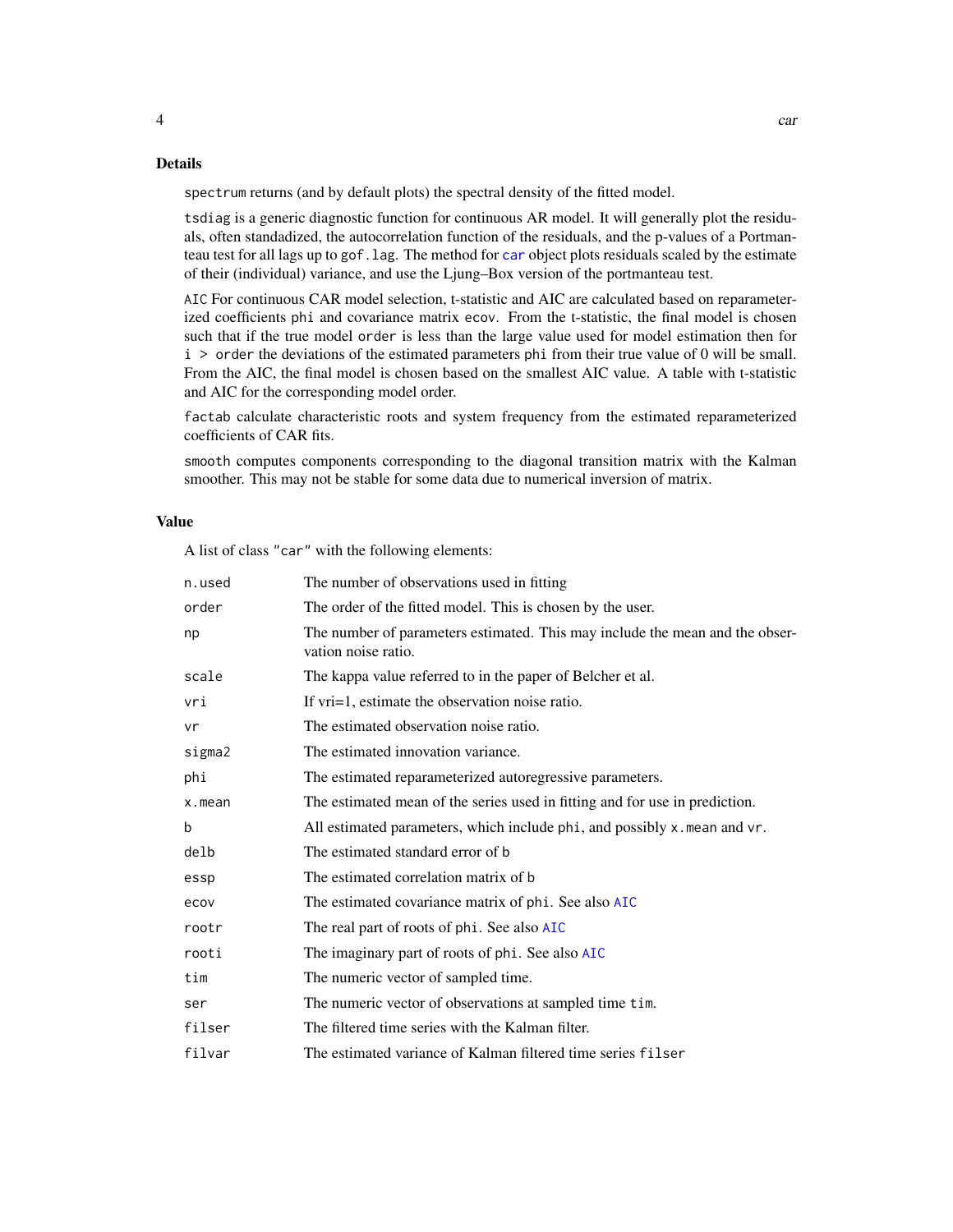## Details

`spectrum` returns (and by default plots) the spectral density of the fitted model.

`tsdiag` is a generic diagnostic function for continuous AR model. It will generally plot the residuals, often standadized, the autocorrelation function of the residuals, and the p-values of a Portmanteau test for all lags up to `gof.lag`. The method for `car` object plots residuals scaled by the estimate of their (individual) variance, and use the Ljung–Box version of the portmanteau test.

`AIC` For continuous CAR model selection, t-statistic and AIC are calculated based on reparameterized coefficients `phi` and covariance matrix `ecov`. From the t-statistic, the final model is chosen such that if the true model `order` is less than the large value used for model estimation then for `i > order` the deviations of the estimated parameters `phi` from their true value of 0 will be small. From the AIC, the final model is chosen based on the smallest AIC value. A table with t-statistic and AIC for the corresponding model order.

`factab` calculate characteristic roots and system frequency from the estimated reparameterized coefficients of CAR fits.

`smooth` computes components corresponding to the diagonal transition matrix with the Kalman smoother. This may not be stable for some data due to numerical inversion of matrix.

## Value

A list of class `"car"` with the following elements:

| | |
|---|---|
| `n.used` | The number of observations used in fitting |
| `order` | The order of the fitted model. This is chosen by the user. |
| `np` | The number of parameters estimated. This may include the mean and the observation noise ratio. |
| `scale` | The kappa value referred to in the paper of Belcher et al. |
| `vri` | If vri=1, estimate the observation noise ratio. |
| `vr` | The estimated observation noise ratio. |
| `sigma2` | The estimated innovation variance. |
| `phi` | The estimated reparameterized autoregressive parameters. |
| `x.mean` | The estimated mean of the series used in fitting and for use in prediction. |
| `b` | All estimated parameters, which include `phi`, and possibly `x.mean` and `vr`. |
| `delb` | The estimated standard error of `b` |
| `essp` | The estimated correlation matrix of `b` |
| `ecov` | The estimated covariance matrix of `phi`. See also `AIC` |
| `rootr` | The real part of roots of `phi`. See also `AIC` |
| `rooti` | The imaginary part of roots of `phi`. See also `AIC` |
| `tim` | The numeric vector of sampled time. |
| `ser` | The numeric vector of observations at sampled time `tim`. |
| `filser` | The filtered time series with the Kalman filter. |
| `filvar` | The estimated variance of Kalman filtered time series `filser` |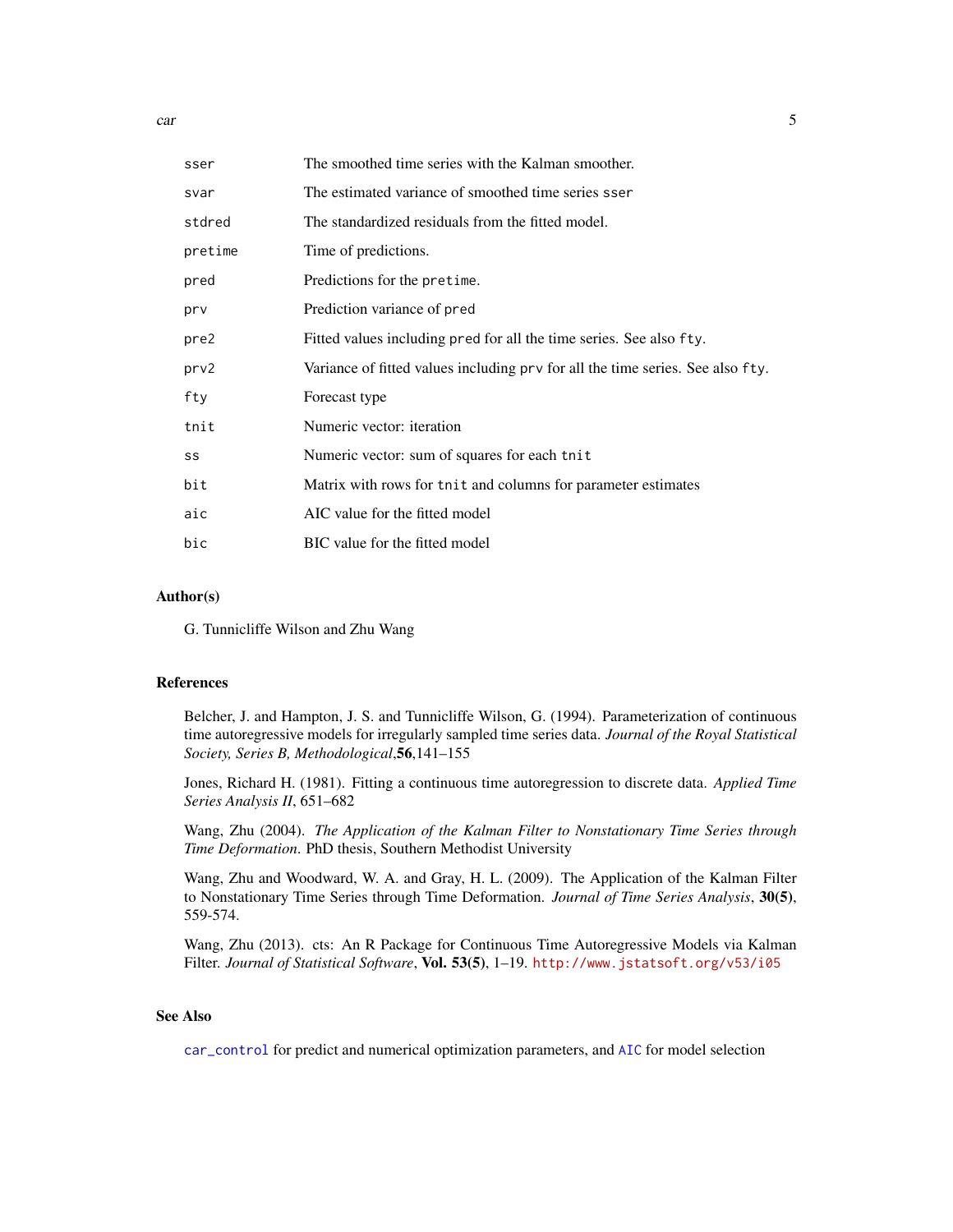| | |
|---|---|
| `sser` | The smoothed time series with the Kalman smoother. |
| `svar` | The estimated variance of smoothed time series `sser` |
| `stdred` | The standardized residuals from the fitted model. |
| `pretime` | Time of predictions. |
| `pred` | Predictions for the `pretime`. |
| `prv` | Prediction variance of `pred` |
| `pre2` | Fitted values including `pred` for all the time series. See also `fty`. |
| `prv2` | Variance of fitted values including `prv` for all the time series. See also `fty`. |
| `fty` | Forecast type |
| `tnit` | Numeric vector: iteration |
| `ss` | Numeric vector: sum of squares for each `tnit` |
| `bit` | Matrix with rows for `tnit` and columns for parameter estimates |
| `aic` | AIC value for the fitted model |
| `bic` | BIC value for the fitted model |

### Author(s)

G. Tunnicliffe Wilson and Zhu Wang

### References

Belcher, J. and Hampton, J. S. and Tunnicliffe Wilson, G. (1994). Parameterization of continuous time autoregressive models for irregularly sampled time series data. *Journal of the Royal Statistical Society, Series B, Methodological*,**56**,141–155

Jones, Richard H. (1981). Fitting a continuous time autoregression to discrete data. *Applied Time Series Analysis II*, 651–682

Wang, Zhu (2004). *The Application of the Kalman Filter to Nonstationary Time Series through Time Deformation*. PhD thesis, Southern Methodist University

Wang, Zhu and Woodward, W. A. and Gray, H. L. (2009). The Application of the Kalman Filter to Nonstationary Time Series through Time Deformation. *Journal of Time Series Analysis*, **30(5)**, 559-574.

Wang, Zhu (2013). cts: An R Package for Continuous Time Autoregressive Models via Kalman Filter. *Journal of Statistical Software*, **Vol. 53(5)**, 1–19. http://www.jstatsoft.org/v53/i05

### See Also

`car_control` for predict and numerical optimization parameters, and `AIC` for model selection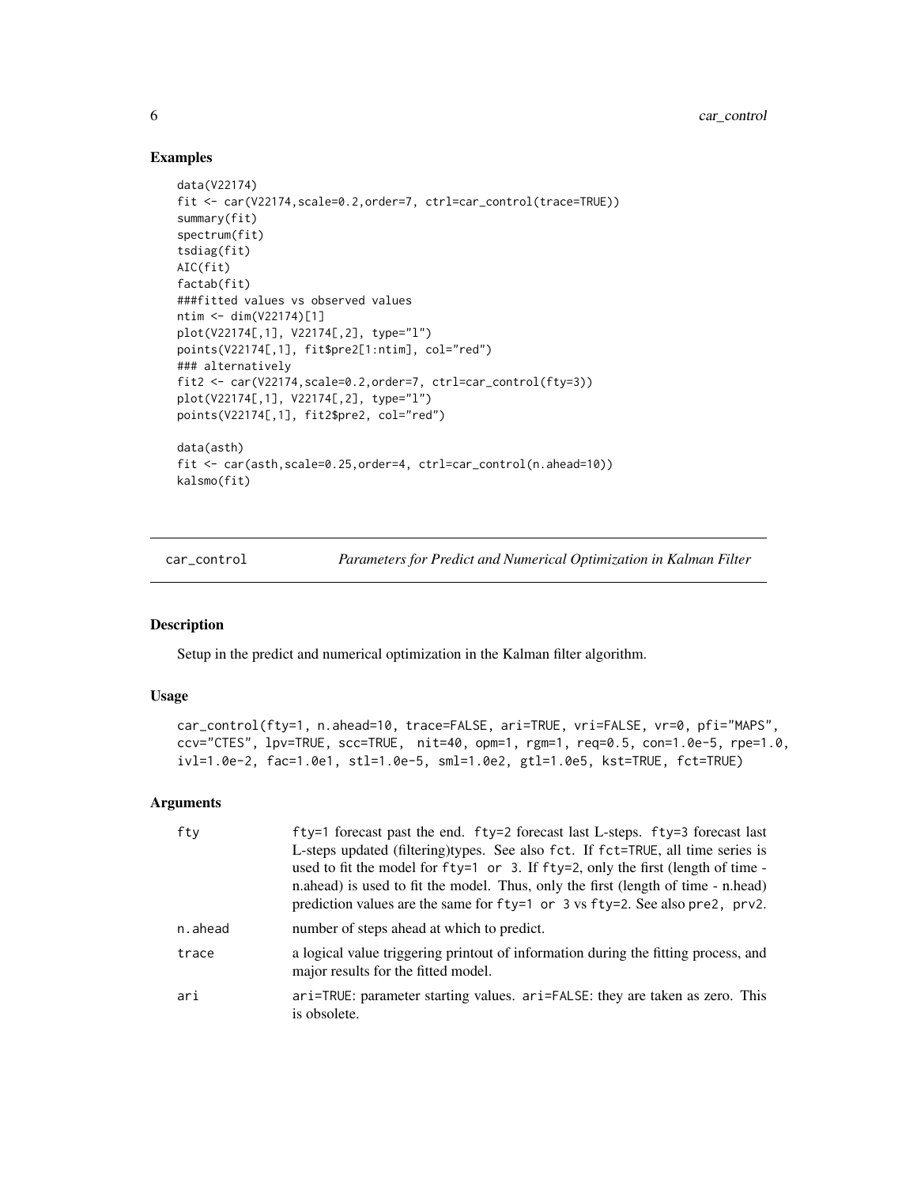## Examples

```
data(V22174)
fit <- car(V22174,scale=0.2,order=7, ctrl=car_control(trace=TRUE))
summary(fit)
spectrum(fit)
tsdiag(fit)
AIC(fit)
factab(fit)
###fitted values vs observed values
ntim <- dim(V22174)[1]
plot(V22174[,1], V22174[,2], type="l")
points(V22174[,1], fit$pre2[1:ntim], col="red")
### alternatively
fit2 <- car(V22174,scale=0.2,order=7, ctrl=car_control(fty=3))
plot(V22174[,1], V22174[,2], type="l")
points(V22174[,1], fit2$pre2, col="red")

data(asth)
fit <- car(asth,scale=0.25,order=4, ctrl=car_control(n.ahead=10))
kalsmo(fit)
```

---

car_control *Parameters for Predict and Numerical Optimization in Kalman Filter*

---

## Description

Setup in the predict and numerical optimization in the Kalman filter algorithm.

## Usage

```
car_control(fty=1, n.ahead=10, trace=FALSE, ari=TRUE, vri=FALSE, vr=0, pfi="MAPS",
ccv="CTES", lpv=TRUE, scc=TRUE,  nit=40, opm=1, rgm=1, req=0.5, con=1.0e-5, rpe=1.0,
ivl=1.0e-2, fac=1.0e1, stl=1.0e-5, sml=1.0e2, gtl=1.0e5, kst=TRUE, fct=TRUE)
```

## Arguments

| | |
|---|---|
| fty | fty=1 forecast past the end. fty=2 forecast last L-steps. fty=3 forecast last L-steps updated (filtering)types. See also fct. If fct=TRUE, all time series is used to fit the model for fty=1 or 3. If fty=2, only the first (length of time - n.ahead) is used to fit the model. Thus, only the first (length of time - n.head) prediction values are the same for fty=1 or 3 vs fty=2. See also pre2, prv2. |
| n.ahead | number of steps ahead at which to predict. |
| trace | a logical value triggering printout of information during the fitting process, and major results for the fitted model. |
| ari | ari=TRUE: parameter starting values. ari=FALSE: they are taken as zero. This is obsolete. |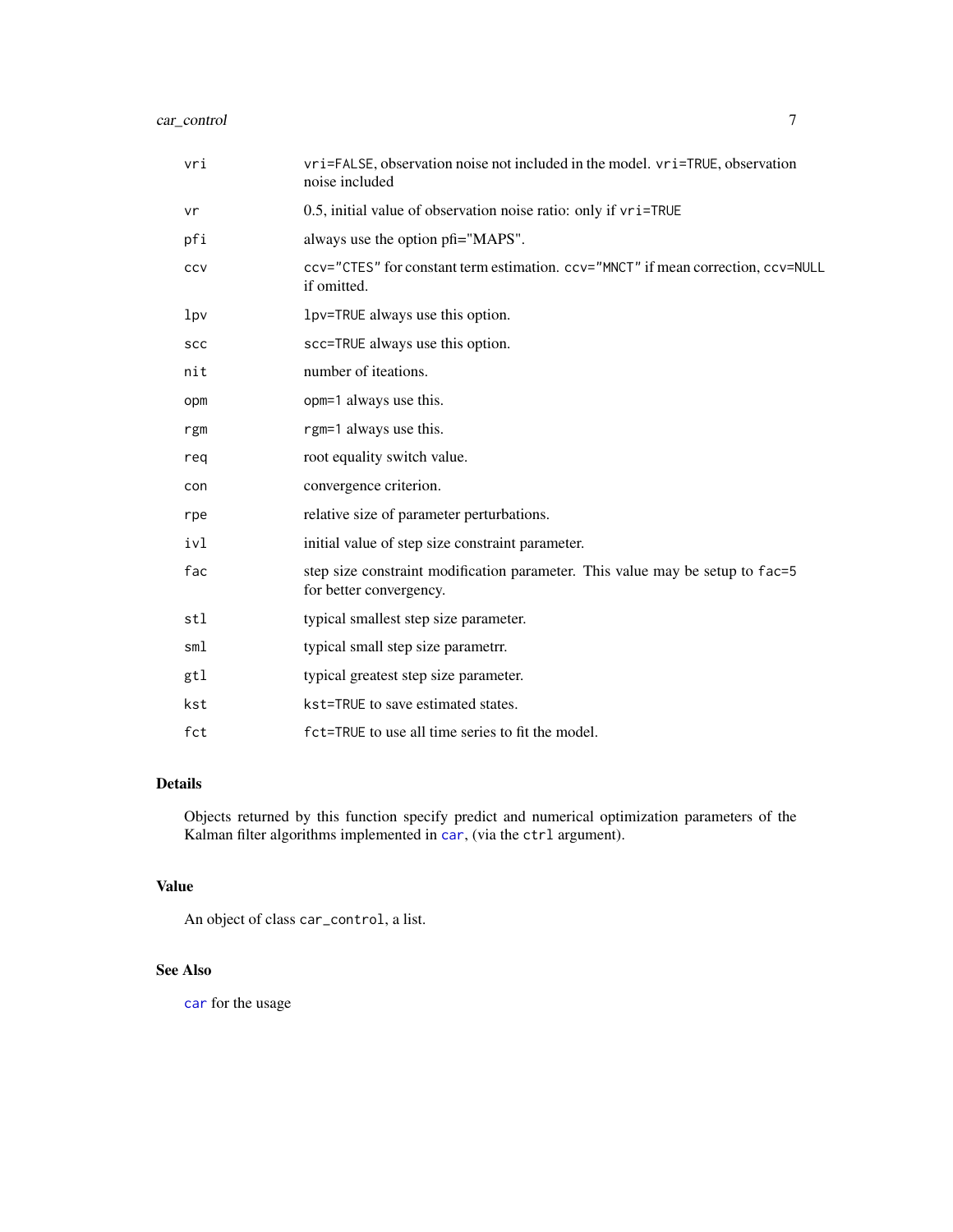| | |
|---|---|
| vri | vri=FALSE, observation noise not included in the model. vri=TRUE, observation noise included |
| vr | 0.5, initial value of observation noise ratio: only if vri=TRUE |
| pfi | always use the option pfi="MAPS". |
| ccv | ccv="CTES" for constant term estimation. ccv="MNCT" if mean correction, ccv=NULL if omitted. |
| lpv | lpv=TRUE always use this option. |
| scc | scc=TRUE always use this option. |
| nit | number of iteations. |
| opm | opm=1 always use this. |
| rgm | rgm=1 always use this. |
| req | root equality switch value. |
| con | convergence criterion. |
| rpe | relative size of parameter perturbations. |
| ivl | initial value of step size constraint parameter. |
| fac | step size constraint modification parameter. This value may be setup to fac=5 for better convergency. |
| stl | typical smallest step size parameter. |
| sml | typical small step size parametrr. |
| gtl | typical greatest step size parameter. |
| kst | kst=TRUE to save estimated states. |
| fct | fct=TRUE to use all time series to fit the model. |

## Details

Objects returned by this function specify predict and numerical optimization parameters of the Kalman filter algorithms implemented in car, (via the ctrl argument).

## Value

An object of class car_control, a list.

## See Also

car for the usage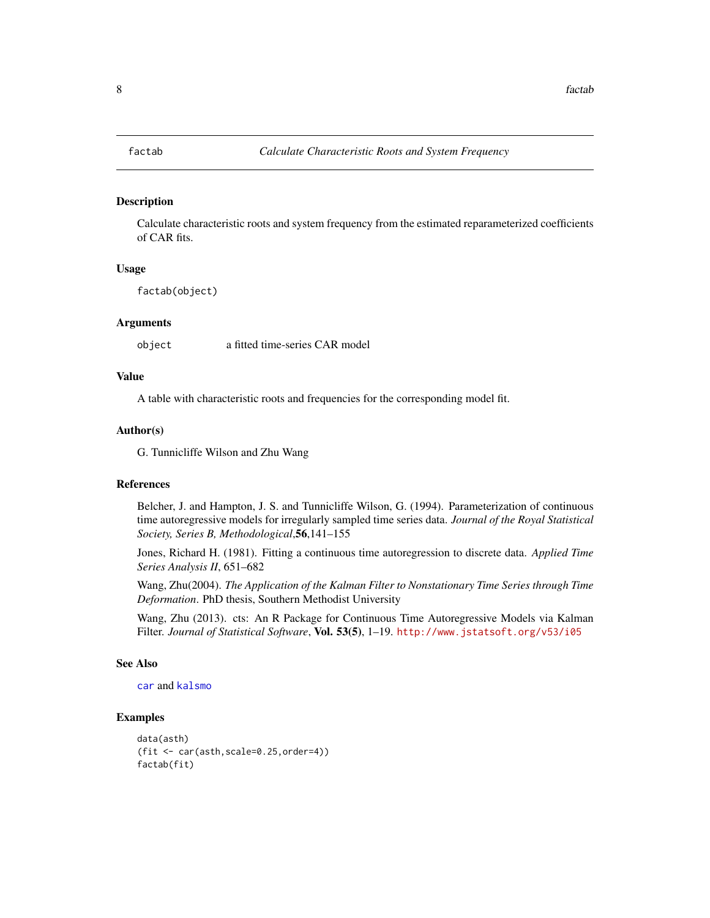## factab — *Calculate Characteristic Roots and System Frequency*

### Description

Calculate characteristic roots and system frequency from the estimated reparameterized coefficients of CAR fits.

### Usage

```
factab(object)
```

### Arguments

| | |
|---|---|
| object | a fitted time-series CAR model |

### Value

A table with characteristic roots and frequencies for the corresponding model fit.

### Author(s)

G. Tunnicliffe Wilson and Zhu Wang

### References

Belcher, J. and Hampton, J. S. and Tunnicliffe Wilson, G. (1994). Parameterization of continuous time autoregressive models for irregularly sampled time series data. *Journal of the Royal Statistical Society, Series B, Methodological*,**56**,141–155

Jones, Richard H. (1981). Fitting a continuous time autoregression to discrete data. *Applied Time Series Analysis II*, 651–682

Wang, Zhu(2004). *The Application of the Kalman Filter to Nonstationary Time Series through Time Deformation*. PhD thesis, Southern Methodist University

Wang, Zhu (2013). cts: An R Package for Continuous Time Autoregressive Models via Kalman Filter. *Journal of Statistical Software*, **Vol. 53(5)**, 1–19. http://www.jstatsoft.org/v53/i05

### See Also

car and kalsmo

### Examples

```
data(asth)
(fit <- car(asth,scale=0.25,order=4))
factab(fit)
```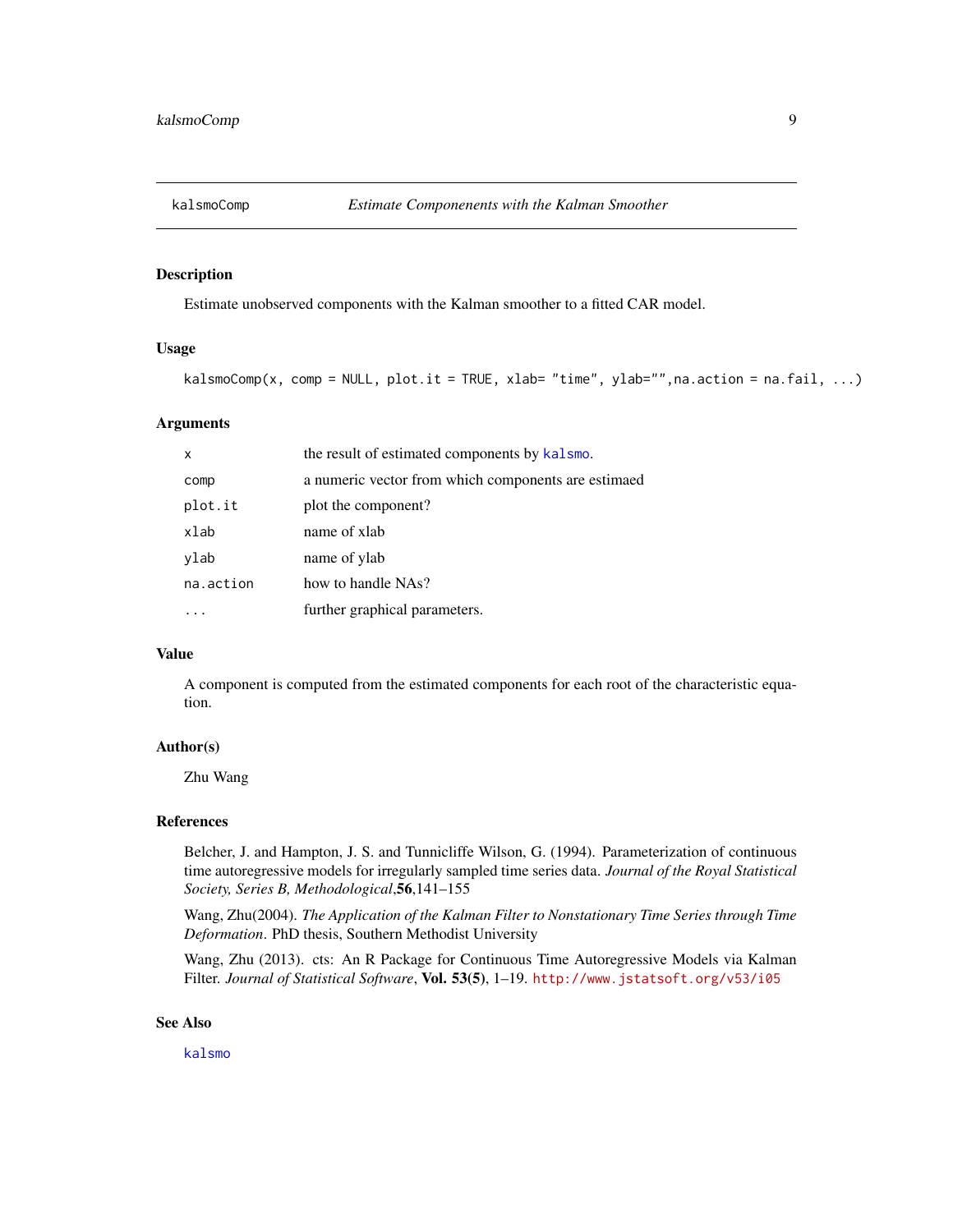## kalsmoComp — *Estimate Componenents with the Kalman Smoother*

### Description

Estimate unobserved components with the Kalman smoother to a fitted CAR model.

### Usage

```
kalsmoComp(x, comp = NULL, plot.it = TRUE, xlab= "time", ylab="",na.action = na.fail, ...)
```

### Arguments

| | |
|---|---|
| `x` | the result of estimated components by `kalsmo`. |
| `comp` | a numeric vector from which components are estimaed |
| `plot.it` | plot the component? |
| `xlab` | name of xlab |
| `ylab` | name of ylab |
| `na.action` | how to handle NAs? |
| `...` | further graphical parameters. |

### Value

A component is computed from the estimated components for each root of the characteristic equation.

### Author(s)

Zhu Wang

### References

Belcher, J. and Hampton, J. S. and Tunnicliffe Wilson, G. (1994). Parameterization of continuous time autoregressive models for irregularly sampled time series data. *Journal of the Royal Statistical Society, Series B, Methodological*,**56**,141–155

Wang, Zhu(2004). *The Application of the Kalman Filter to Nonstationary Time Series through Time Deformation*. PhD thesis, Southern Methodist University

Wang, Zhu (2013). cts: An R Package for Continuous Time Autoregressive Models via Kalman Filter. *Journal of Statistical Software*, **Vol. 53(5)**, 1–19. http://www.jstatsoft.org/v53/i05

### See Also

`kalsmo`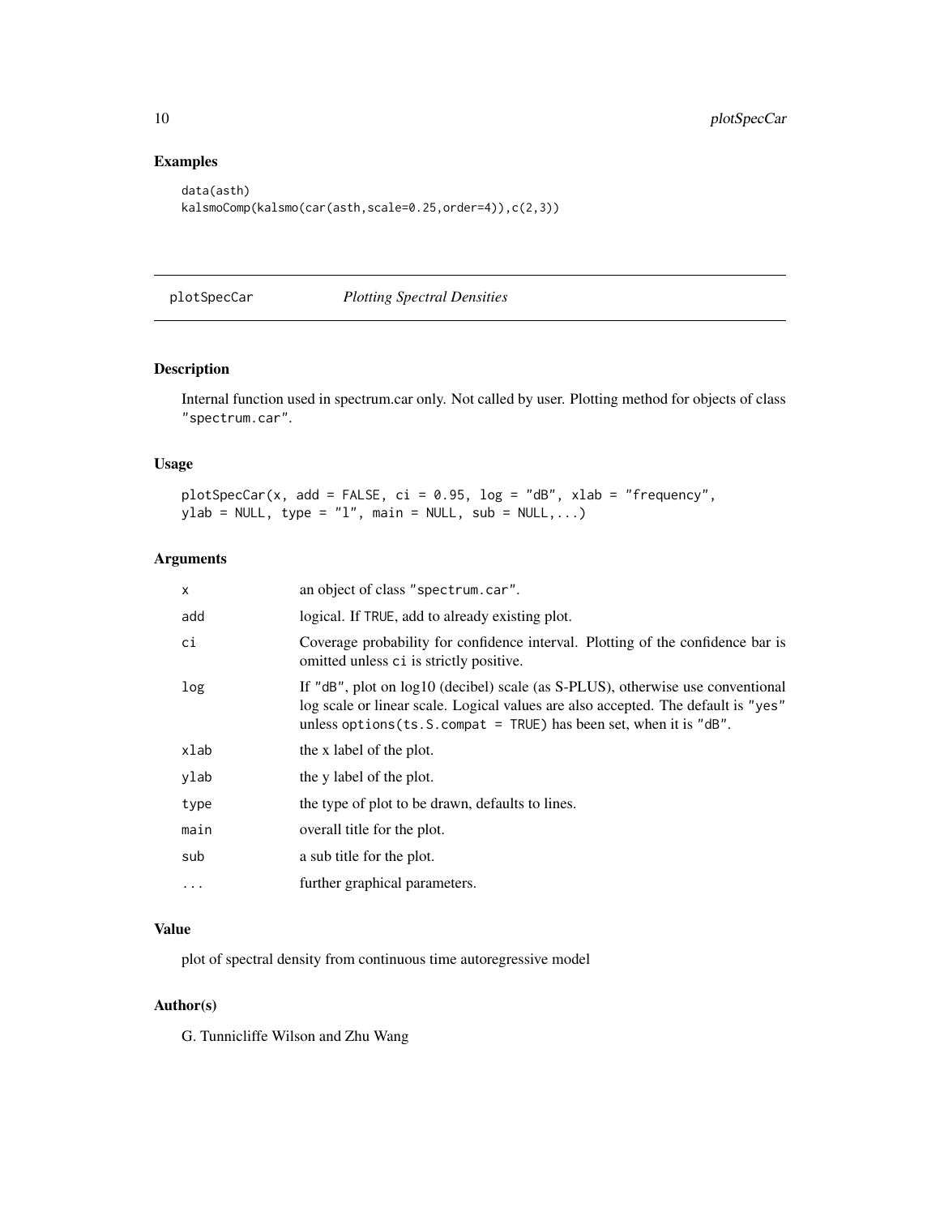## Examples

```
data(asth)
kalsmoComp(kalsmo(car(asth,scale=0.25,order=4)),c(2,3))
```

---

# plotSpecCar — *Plotting Spectral Densities*

---

## Description

Internal function used in spectrum.car only. Not called by user. Plotting method for objects of class "spectrum.car".

## Usage

```
plotSpecCar(x, add = FALSE, ci = 0.95, log = "dB", xlab = "frequency",
ylab = NULL, type = "l", main = NULL, sub = NULL,...)
```

## Arguments

| | |
|---|---|
| x | an object of class "spectrum.car". |
| add | logical. If TRUE, add to already existing plot. |
| ci | Coverage probability for confidence interval. Plotting of the confidence bar is omitted unless ci is strictly positive. |
| log | If "dB", plot on log10 (decibel) scale (as S-PLUS), otherwise use conventional log scale or linear scale. Logical values are also accepted. The default is "yes" unless options(ts.S.compat = TRUE) has been set, when it is "dB". |
| xlab | the x label of the plot. |
| ylab | the y label of the plot. |
| type | the type of plot to be drawn, defaults to lines. |
| main | overall title for the plot. |
| sub | a sub title for the plot. |
| ... | further graphical parameters. |

## Value

plot of spectral density from continuous time autoregressive model

## Author(s)

G. Tunnicliffe Wilson and Zhu Wang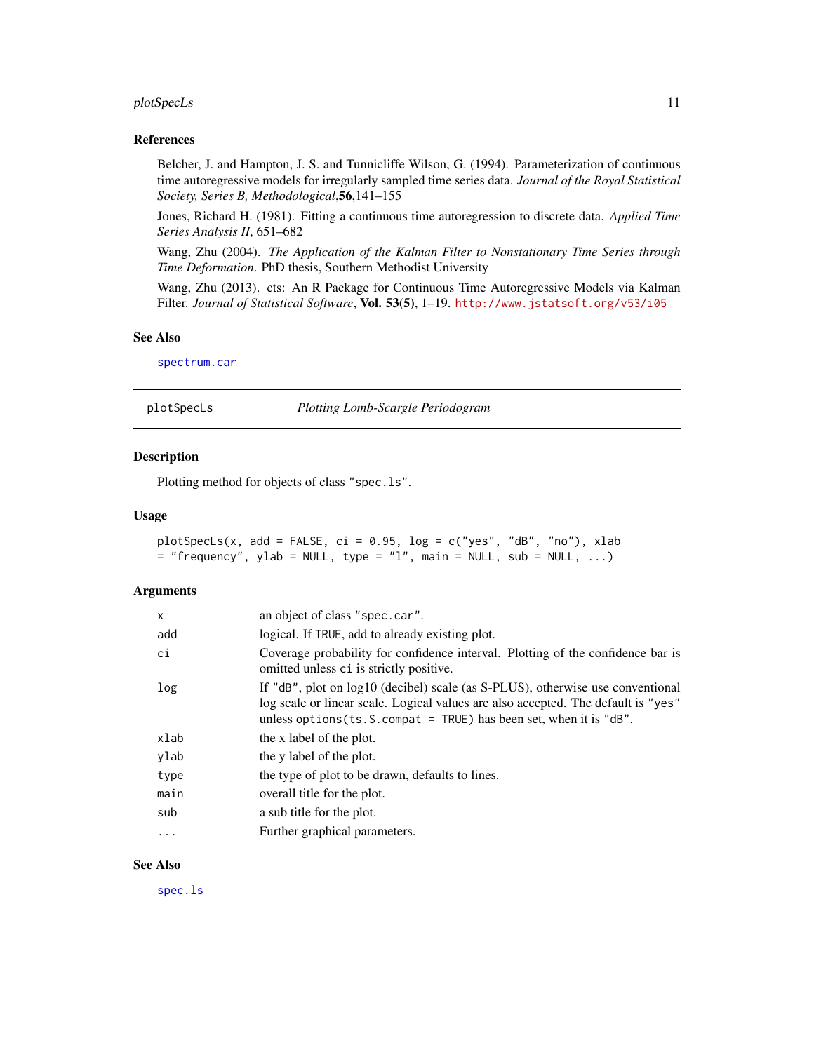### References

Belcher, J. and Hampton, J. S. and Tunnicliffe Wilson, G. (1994). Parameterization of continuous time autoregressive models for irregularly sampled time series data. *Journal of the Royal Statistical Society, Series B, Methodological*,**56**,141–155

Jones, Richard H. (1981). Fitting a continuous time autoregression to discrete data. *Applied Time Series Analysis II*, 651–682

Wang, Zhu (2004). *The Application of the Kalman Filter to Nonstationary Time Series through Time Deformation*. PhD thesis, Southern Methodist University

Wang, Zhu (2013). cts: An R Package for Continuous Time Autoregressive Models via Kalman Filter. *Journal of Statistical Software*, **Vol. 53(5)**, 1–19. http://www.jstatsoft.org/v53/i05

### See Also

`spectrum.car`

---

## plotSpecLs — *Plotting Lomb-Scargle Periodogram*

### Description

Plotting method for objects of class "spec.ls".

### Usage

```
plotSpecLs(x, add = FALSE, ci = 0.95, log = c("yes", "dB", "no"), xlab
= "frequency", ylab = NULL, type = "l", main = NULL, sub = NULL, ...)
```

### Arguments

| | |
|---|---|
| `x` | an object of class "spec.car". |
| `add` | logical. If TRUE, add to already existing plot. |
| `ci` | Coverage probability for confidence interval. Plotting of the confidence bar is omitted unless ci is strictly positive. |
| `log` | If "dB", plot on log10 (decibel) scale (as S-PLUS), otherwise use conventional log scale or linear scale. Logical values are also accepted. The default is "yes" unless options(ts.S.compat = TRUE) has been set, when it is "dB". |
| `xlab` | the x label of the plot. |
| `ylab` | the y label of the plot. |
| `type` | the type of plot to be drawn, defaults to lines. |
| `main` | overall title for the plot. |
| `sub` | a sub title for the plot. |
| `...` | Further graphical parameters. |

### See Also

`spec.ls`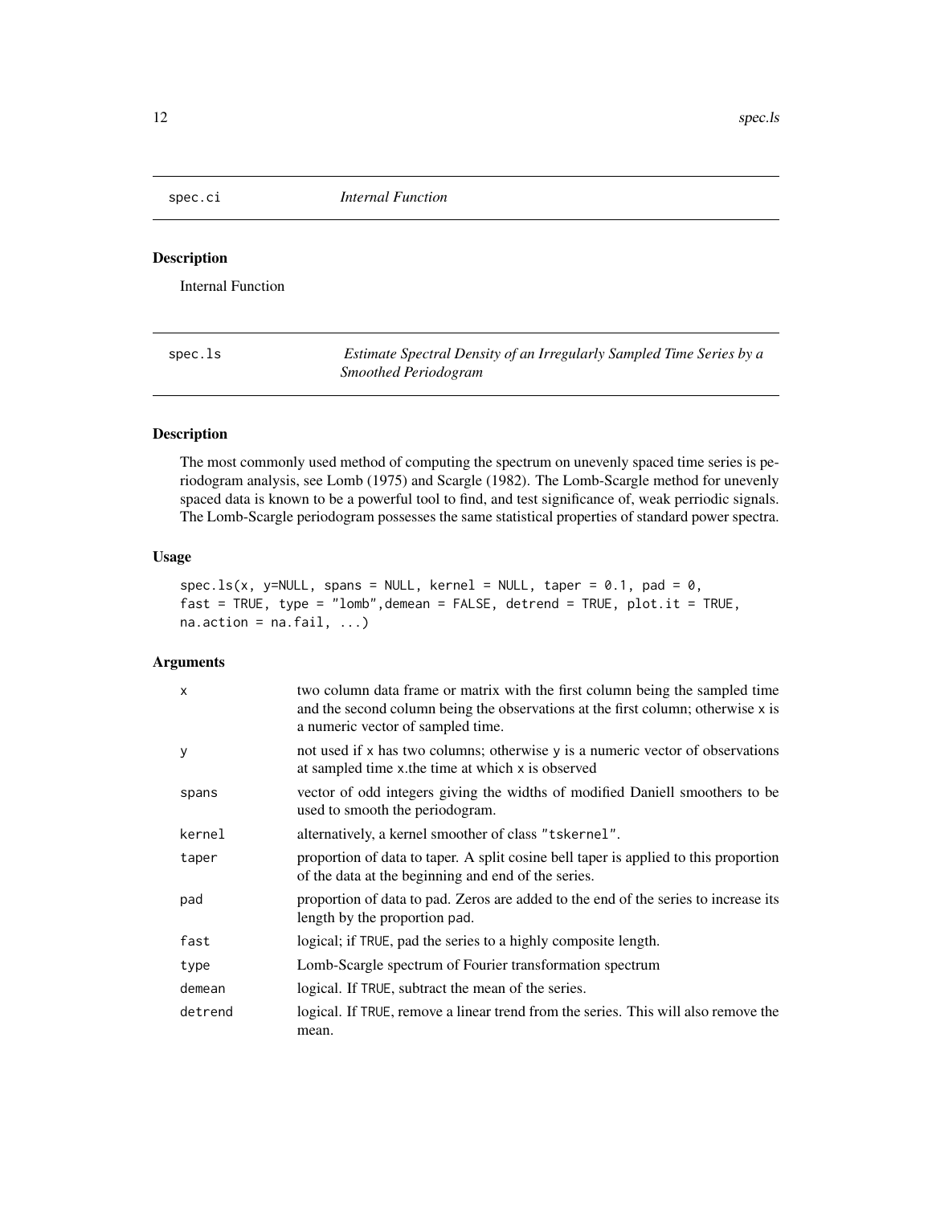## spec.ci *Internal Function*

### Description

Internal Function

## spec.ls *Estimate Spectral Density of an Irregularly Sampled Time Series by a Smoothed Periodogram*

### Description

The most commonly used method of computing the spectrum on unevenly spaced time series is periodogram analysis, see Lomb (1975) and Scargle (1982). The Lomb-Scargle method for unevenly spaced data is known to be a powerful tool to find, and test significance of, weak perriodic signals. The Lomb-Scargle periodogram possesses the same statistical properties of standard power spectra.

### Usage

```
spec.ls(x, y=NULL, spans = NULL, kernel = NULL, taper = 0.1, pad = 0,
fast = TRUE, type = "lomb",demean = FALSE, detrend = TRUE, plot.it = TRUE,
na.action = na.fail, ...)
```

### Arguments

| | |
|---|---|
| x | two column data frame or matrix with the first column being the sampled time and the second column being the observations at the first column; otherwise x is a numeric vector of sampled time. |
| y | not used if x has two columns; otherwise y is a numeric vector of observations at sampled time x.the time at which x is observed |
| spans | vector of odd integers giving the widths of modified Daniell smoothers to be used to smooth the periodogram. |
| kernel | alternatively, a kernel smoother of class "tskernel". |
| taper | proportion of data to taper. A split cosine bell taper is applied to this proportion of the data at the beginning and end of the series. |
| pad | proportion of data to pad. Zeros are added to the end of the series to increase its length by the proportion pad. |
| fast | logical; if TRUE, pad the series to a highly composite length. |
| type | Lomb-Scargle spectrum of Fourier transformation spectrum |
| demean | logical. If TRUE, subtract the mean of the series. |
| detrend | logical. If TRUE, remove a linear trend from the series. This will also remove the mean. |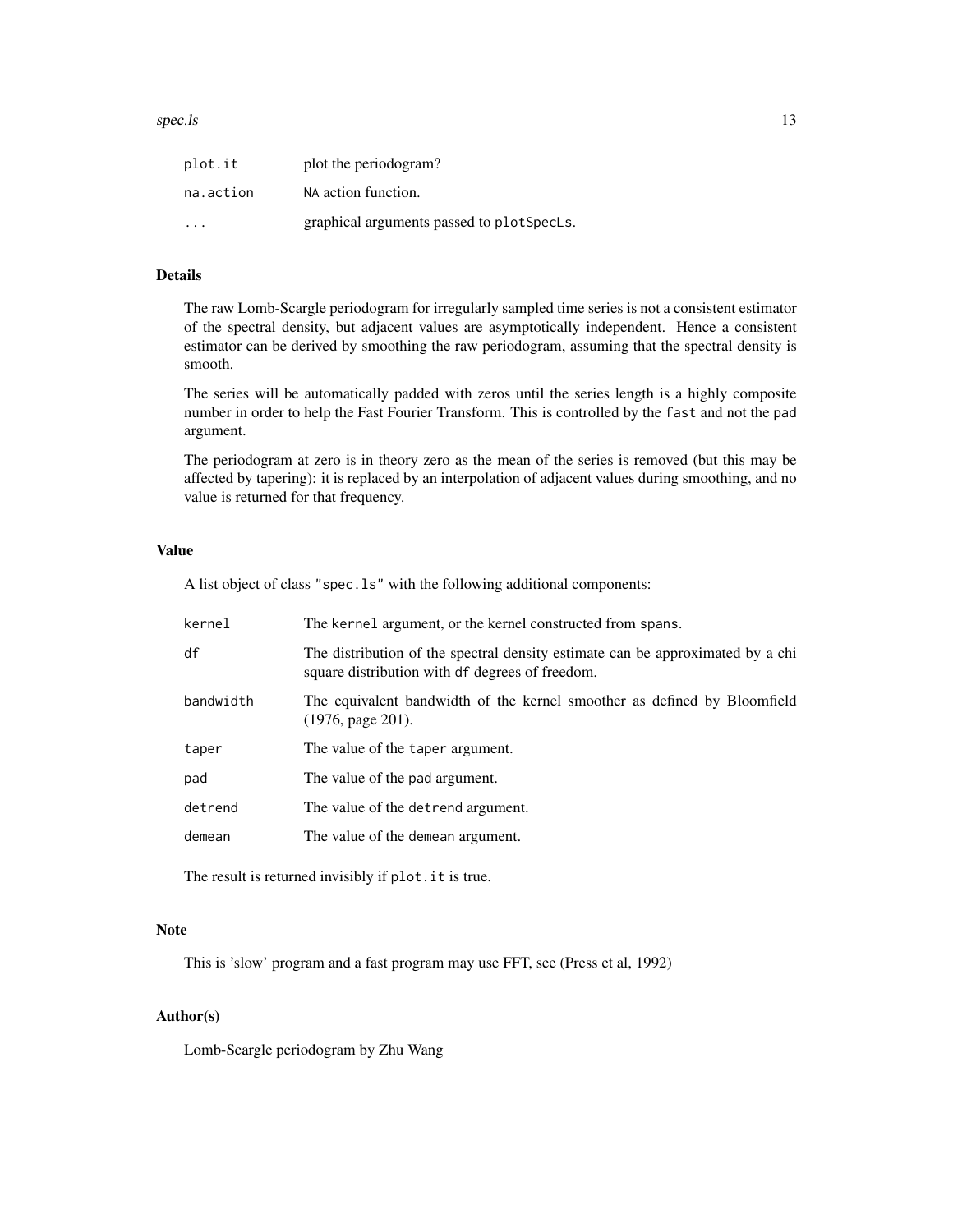| | |
|---|---|
| `plot.it` | plot the periodogram? |
| `na.action` | NA action function. |
| `...` | graphical arguments passed to `plotSpecLs`. |

## Details

The raw Lomb-Scargle periodogram for irregularly sampled time series is not a consistent estimator of the spectral density, but adjacent values are asymptotically independent. Hence a consistent estimator can be derived by smoothing the raw periodogram, assuming that the spectral density is smooth.

The series will be automatically padded with zeros until the series length is a highly composite number in order to help the Fast Fourier Transform. This is controlled by the `fast` and not the `pad` argument.

The periodogram at zero is in theory zero as the mean of the series is removed (but this may be affected by tapering): it is replaced by an interpolation of adjacent values during smoothing, and no value is returned for that frequency.

## Value

A list object of class `"spec.ls"` with the following additional components:

| | |
|---|---|
| `kernel` | The `kernel` argument, or the kernel constructed from `spans`. |
| `df` | The distribution of the spectral density estimate can be approximated by a chi square distribution with `df` degrees of freedom. |
| `bandwidth` | The equivalent bandwidth of the kernel smoother as defined by Bloomfield (1976, page 201). |
| `taper` | The value of the `taper` argument. |
| `pad` | The value of the `pad` argument. |
| `detrend` | The value of the `detrend` argument. |
| `demean` | The value of the `demean` argument. |

The result is returned invisibly if `plot.it` is true.

## Note

This is 'slow' program and a fast program may use FFT, see (Press et al, 1992)

## Author(s)

Lomb-Scargle periodogram by Zhu Wang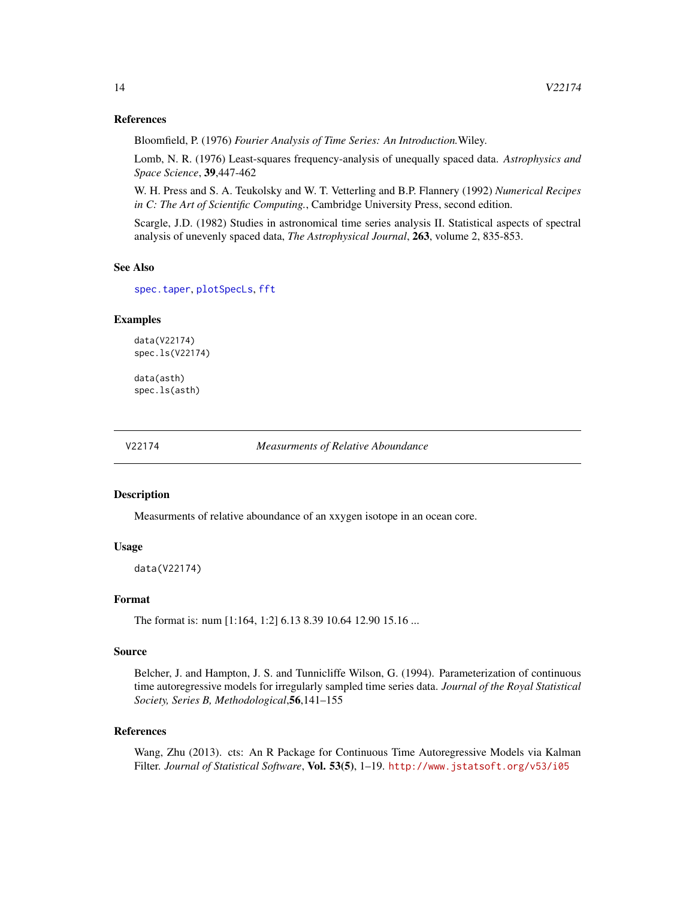### References

Bloomfield, P. (1976) *Fourier Analysis of Time Series: An Introduction.*Wiley.

Lomb, N. R. (1976) Least-squares frequency-analysis of unequally spaced data. *Astrophysics and Space Science*, **39**,447-462

W. H. Press and S. A. Teukolsky and W. T. Vetterling and B.P. Flannery (1992) *Numerical Recipes in C: The Art of Scientific Computing.*, Cambridge University Press, second edition.

Scargle, J.D. (1982) Studies in astronomical time series analysis II. Statistical aspects of spectral analysis of unevenly spaced data, *The Astrophysical Journal*, **263**, volume 2, 835-853.

### See Also

`spec.taper`, `plotSpecLs`, `fft`

### Examples

```
data(V22174)
spec.ls(V22174)

data(asth)
spec.ls(asth)
```

---

## V22174 — *Measurments of Relative Aboundance*

### Description

Measurments of relative aboundance of an xxygen isotope in an ocean core.

### Usage

```
data(V22174)
```

### Format

The format is: num [1:164, 1:2] 6.13 8.39 10.64 12.90 15.16 ...

### Source

Belcher, J. and Hampton, J. S. and Tunnicliffe Wilson, G. (1994). Parameterization of continuous time autoregressive models for irregularly sampled time series data. *Journal of the Royal Statistical Society, Series B, Methodological*,**56**,141–155

### References

Wang, Zhu (2013). cts: An R Package for Continuous Time Autoregressive Models via Kalman Filter. *Journal of Statistical Software*, **Vol. 53(5)**, 1–19. `http://www.jstatsoft.org/v53/i05`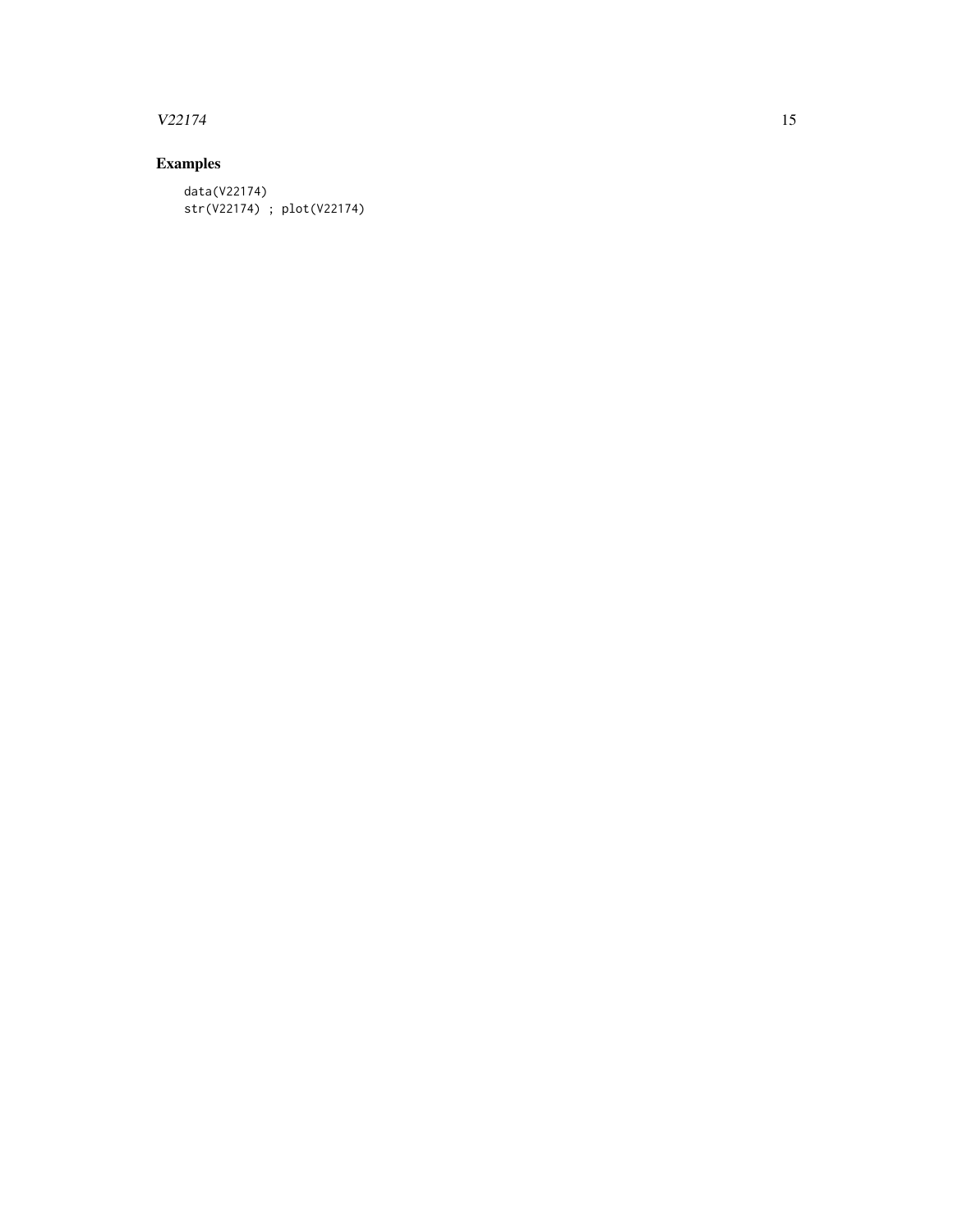## Examples

```
data(V22174)
str(V22174) ; plot(V22174)
```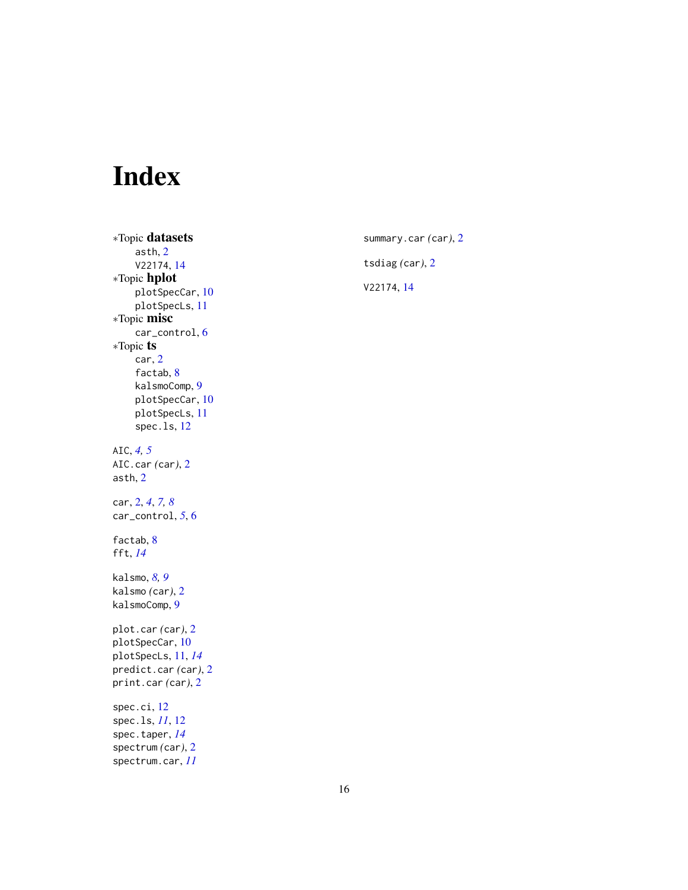# Index

*Topic **datasets**
- asth, 2
- V22174, 14

*Topic **hplot**
- plotSpecCar, 10
- plotSpecLs, 11

*Topic **misc**
- car_control, 6

*Topic **ts**
- car, 2
- factab, 8
- kalsmoComp, 9
- plotSpecCar, 10
- plotSpecLs, 11
- spec.ls, 12

AIC, *4, 5*
AIC.car *(car)*, 2
asth, 2

car, 2, *4*, *7, 8*
car_control, *5*, 6

factab, 8
fft, *14*

kalsmo, *8, 9*
kalsmo *(car)*, 2
kalsmoComp, 9

plot.car *(car)*, 2
plotSpecCar, 10
plotSpecLs, 11, *14*
predict.car *(car)*, 2
print.car *(car)*, 2

spec.ci, 12
spec.ls, *11*, 12
spec.taper, *14*
spectrum *(car)*, 2
spectrum.car, *11*
summary.car *(car)*, 2

tsdiag *(car)*, 2

V22174, 14